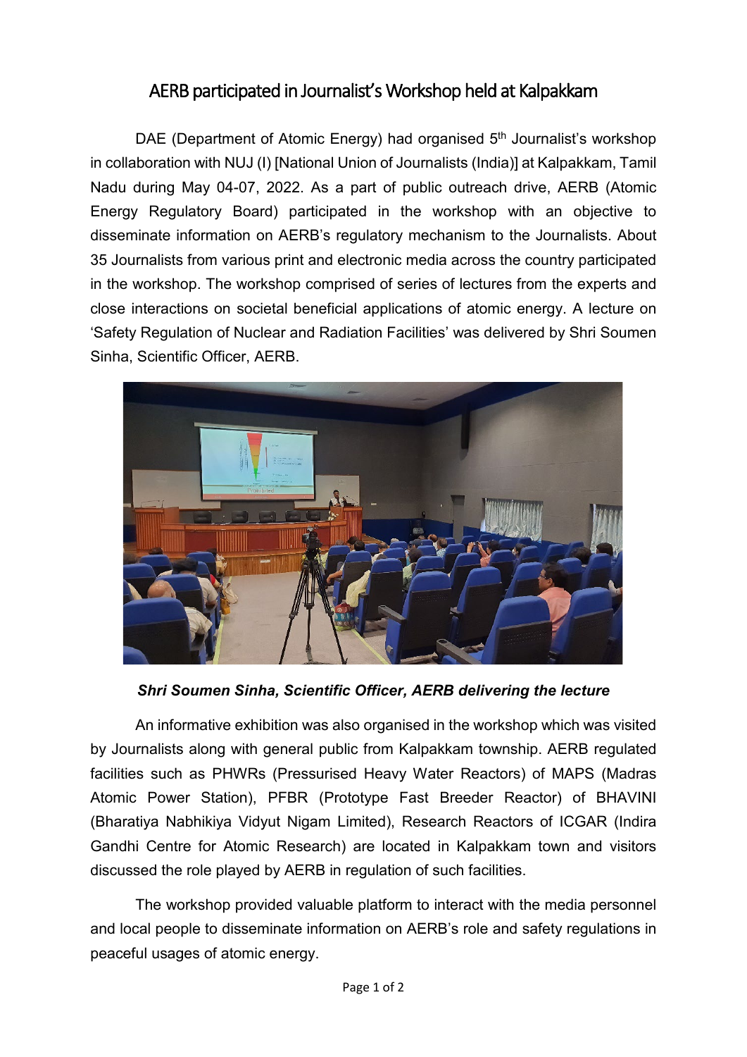# AERB participated in Journalist's Workshop held at Kalpakkam

DAE (Department of Atomic Energy) had organised 5th Journalist's workshop in collaboration with NUJ (I) [National Union of Journalists (India)] at Kalpakkam, Tamil Nadu during May 04-07, 2022. As a part of public outreach drive, AERB (Atomic Energy Regulatory Board) participated in the workshop with an objective to disseminate information on AERB's regulatory mechanism to the Journalists. About 35 Journalists from various print and electronic media across the country participated in the workshop. The workshop comprised of series of lectures from the experts and close interactions on societal beneficial applications of atomic energy. A lecture on 'Safety Regulation of Nuclear and Radiation Facilities' was delivered by Shri Soumen Sinha, Scientific Officer, AERB.

***Shri Soumen Sinha, Scientific Officer, AERB delivering the lecture***

An informative exhibition was also organised in the workshop which was visited by Journalists along with general public from Kalpakkam township. AERB regulated facilities such as PHWRs (Pressurised Heavy Water Reactors) of MAPS (Madras Atomic Power Station), PFBR (Prototype Fast Breeder Reactor) of BHAVINI (Bharatiya Nabhikiya Vidyut Nigam Limited), Research Reactors of ICGAR (Indira Gandhi Centre for Atomic Research) are located in Kalpakkam town and visitors discussed the role played by AERB in regulation of such facilities.

The workshop provided valuable platform to interact with the media personnel and local people to disseminate information on AERB's role and safety regulations in peaceful usages of atomic energy.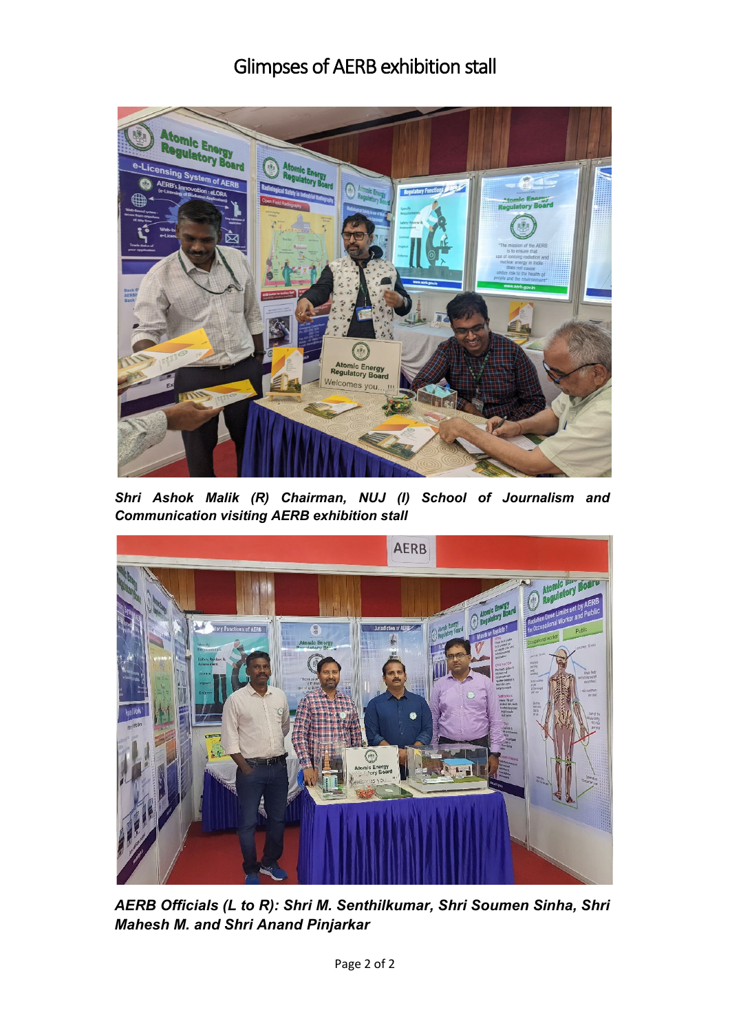# Glimpses of AERB exhibition stall

***Shri Ashok Malik (R) Chairman, NUJ (I) School of Journalism and Communication visiting AERB exhibition stall***

***AERB Officials (L to R): Shri M. Senthilkumar, Shri Soumen Sinha, Shri Mahesh M. and Shri Anand Pinjarkar***